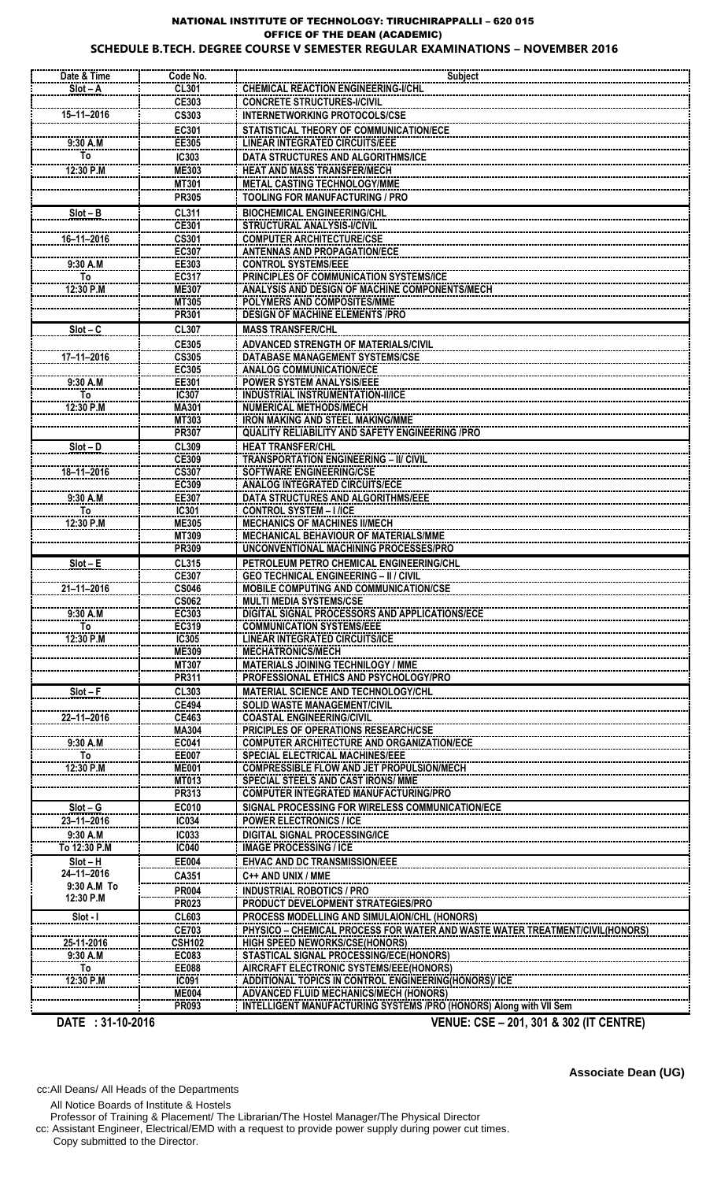# NATIONAL INSTITUTE OF TECHNOLOGY: TIRUCHIRAPPALLI – 620 015

## OFFICE OF THE DEAN (ACADEMIC)

### SCHEDULE B.TECH. DEGREE COURSE V SEMESTER REGULAR EXAMINATIONS – NOVEMBER 2016

| Date & Time | Code No. | Subject |
|---|---|---|
| Slot – A | CL301 | CHEMICAL REACTION ENGINEERING-I/CHL |
| | CE303 | CONCRETE STRUCTURES-I/CIVIL |
| 15–11–2016 | CS303 | INTERNETWORKING PROTOCOLS/CSE |
| | EC301 | STATISTICAL THEORY OF COMMUNICATION/ECE |
| 9:30 A.M | EE305 | LINEAR INTEGRATED CIRCUITS/EEE |
| To | IC303 | DATA STRUCTURES AND ALGORITHMS/ICE |
| 12:30 P.M | ME303 | HEAT AND MASS TRANSFER/MECH |
| | MT301 | METAL CASTING TECHNOLOGY/MME |
| | PR305 | TOOLING FOR MANUFACTURING / PRO |
| Slot – B | CL311 | BIOCHEMICAL ENGINEERING/CHL |
| | CE301 | STRUCTURAL ANALYSIS-I/CIVIL |
| 16–11–2016 | CS301 | COMPUTER ARCHITECTURE/CSE |
| | EC307 | ANTENNAS AND PROPAGATION/ECE |
| 9:30 A.M | EE303 | CONTROL SYSTEMS/EEE |
| To | EC317 | PRINCIPLES OF COMMUNICATION SYSTEMS/ICE |
| 12:30 P.M | ME307 | ANALYSIS AND DESIGN OF MACHINE COMPONENTS/MECH |
| | MT305 | POLYMERS AND COMPOSITES/MME |
| | PR301 | DESIGN OF MACHINE ELEMENTS /PRO |
| Slot – C | CL307 | MASS TRANSFER/CHL |
| | CE305 | ADVANCED STRENGTH OF MATERIALS/CIVIL |
| 17–11–2016 | CS305 | DATABASE MANAGEMENT SYSTEMS/CSE |
| | EC305 | ANALOG COMMUNICATION/ECE |
| 9:30 A.M | EE301 | POWER SYSTEM ANALYSIS/EEE |
| To | IC307 | INDUSTRIAL INSTRUMENTATION-II/ICE |
| 12:30 P.M | MA301 | NUMERICAL METHODS/MECH |
| | MT303 | IRON MAKING AND STEEL MAKING/MME |
| | PR307 | QUALITY RELIABILITY AND SAFETY ENGINEERING /PRO |
| Slot – D | CL309 | HEAT TRANSFER/CHL |
| | CE309 | TRANSPORTATION ENGINEERING – II/ CIVIL |
| 18–11–2016 | CS307 | SOFTWARE ENGINEERING/CSE |
| | EC309 | ANALOG INTEGRATED CIRCUITS/ECE |
| 9:30 A.M | EE307 | DATA STRUCTURES AND ALGORITHMS/EEE |
| To | IC301 | CONTROL SYSTEM – I /ICE |
| 12:30 P.M | ME305 | MECHANICS OF MACHINES II/MECH |
| | MT309 | MECHANICAL BEHAVIOUR OF MATERIALS/MME |
| | PR309 | UNCONVENTIONAL MACHINING PROCESSES/PRO |
| Slot – E | CL315 | PETROLEUM PETRO CHEMICAL ENGINEERING/CHL |
| | CE307 | GEO TECHNICAL ENGINEERING – II / CIVIL |
| 21–11–2016 | CS046 | MOBILE COMPUTING AND COMMUNICATION/CSE |
| | CS062 | MULTI MEDIA SYSTEMS/CSE |
| 9:30 A.M | EC303 | DIGITAL SIGNAL PROCESSORS AND APPLICATIONS/ECE |
| To | EC319 | COMMUNICATION SYSTEMS/EEE |
| 12:30 P.M | IC305 | LINEAR INTEGRATED CIRCUITS/ICE |
| | ME309 | MECHATRONICS/MECH |
| | MT307 | MATERIALS JOINING TECHNILOGY / MME |
| | PR311 | PROFESSIONAL ETHICS AND PSYCHOLOGY/PRO |
| Slot – F | CL303 | MATERIAL SCIENCE AND TECHNOLOGY/CHL |
| | CE494 | SOLID WASTE MANAGEMENT/CIVIL |
| 22–11–2016 | CE463 | COASTAL ENGINEERING/CIVIL |
| | MA304 | PRICIPLES OF OPERATIONS RESEARCH/CSE |
| 9:30 A.M | EC041 | COMPUTER ARCHITECTURE AND ORGANIZATION/ECE |
| To | EE007 | SPECIAL ELECTRICAL MACHINES/EEE |
| 12:30 P.M | ME001 | COMPRESSIBLE FLOW AND JET PROPULSION/MECH |
| | MT013 | SPECIAL STEELS AND CAST IRONS/ MME |
| | PR313 | COMPUTER INTEGRATED MANUFACTURING/PRO |
| Slot – G | EC010 | SIGNAL PROCESSING FOR WIRELESS COMMUNICATION/ECE |
| 23–11–2016 | IC034 | POWER ELECTRONICS / ICE |
| 9:30 A.M | IC033 | DIGITAL SIGNAL PROCESSING/ICE |
| To 12:30 P.M | IC040 | IMAGE PROCESSING / ICE |
| Slot – H | EE004 | EHVAC AND DC TRANSMISSION/EEE |
| 24–11–2016 | CA351 | C++ AND UNIX / MME |
| 9:30 A.M To | PR004 | INDUSTRIAL ROBOTICS / PRO |
| 12:30 P.M | PR023 | PRODUCT DEVELOPMENT STRATEGIES/PRO |
| Slot - I | CL603 | PROCESS MODELLING AND SIMULAION/CHL (HONORS) |
| | CE703 | PHYSICO – CHEMICAL PROCESS FOR WATER AND WASTE WATER TREATMENT/CIVIL(HONORS) |
| 25-11-2016 | CSH102 | HIGH SPEED NEWORKS/CSE(HONORS) |
| 9:30 A.M | EC083 | STASTICAL SIGNAL PROCESSING/ECE(HONORS) |
| To | EE088 | AIRCRAFT ELECTRONIC SYSTEMS/EEE(HONORS) |
| 12:30 P.M | IC091 | ADDITIONAL TOPICS IN CONTROL ENGINEERING(HONORS)/ ICE |
| | ME004 | ADVANCED FLUID MECHANICS/MECH (HONORS) |
| | PR093 | INTELLIGENT MANUFACTURING SYSTEMS /PRO (HONORS) Along with VII Sem |

**DATE : 31-10-2016** **VENUE: CSE – 201, 301 & 302 (IT CENTRE)**

**Associate Dean (UG)**

cc:All Deans/ All Heads of the Departments

All Notice Boards of Institute & Hostels

Professor of Training & Placement/ The Librarian/The Hostel Manager/The Physical Director

cc: Assistant Engineer, Electrical/EMD with a request to provide power supply during power cut times.

Copy submitted to the Director.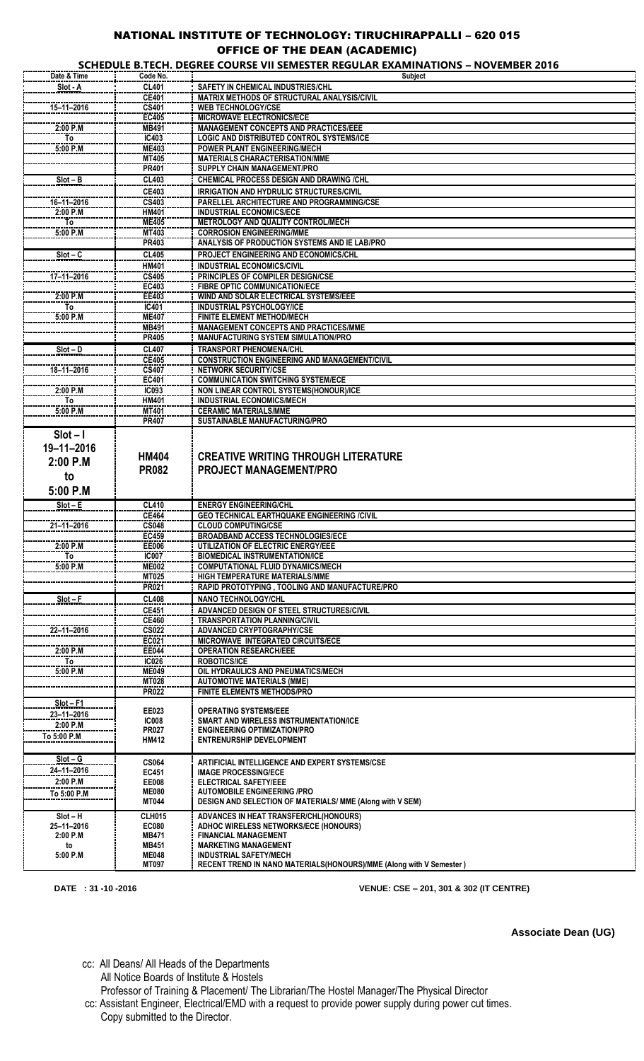# NATIONAL INSTITUTE OF TECHNOLOGY: TIRUCHIRAPPALLI – 620 015

## OFFICE OF THE DEAN (ACADEMIC)

### SCHEDULE B.TECH. DEGREE COURSE VII SEMESTER REGULAR EXAMINATIONS – NOVEMBER 2016

| Date & Time | Code No. | Subject |
|---|---|---|
| Slot - A | CL401 | SAFETY IN CHEMICAL INDUSTRIES/CHL |
| | CE401 | MATRIX METHODS OF STRUCTURAL ANALYSIS/CIVIL |
| 15–11–2016 | CS401 | WEB TECHNOLOGY/CSE |
| | EC405 | MICROWAVE ELECTRONICS/ECE |
| 2:00 P.M | MB491 | MANAGEMENT CONCEPTS AND PRACTICES/EEE |
| To | IC403 | LOGIC AND DISTRIBUTED CONTROL SYSTEMS/ICE |
| 5:00 P.M | ME403 | POWER PLANT ENGINEERING/MECH |
| | MT405 | MATERIALS CHARACTERISATION/MME |
| | PR401 | SUPPLY CHAIN MANAGEMENT/PRO |
| Slot – B | CL403 | CHEMICAL PROCESS DESIGN AND DRAWING /CHL |
| | CE403 | IRRIGATION AND HYDRULIC STRUCTURES/CIVIL |
| 16–11–2016 | CS403 | PARELLEL ARCHITECTURE AND PROGRAMMING/CSE |
| 2:00 P.M | HM401 | INDUSTRIAL ECONOMICS/ECE |
| To | ME405 | METROLOGY AND QUALITY CONTROL/MECH |
| 5:00 P.M | MT403 | CORROSION ENGINEERING/MME |
| | PR403 | ANALYSIS OF PRODUCTION SYSTEMS AND IE LAB/PRO |
| Slot – C | CL405 | PROJECT ENGINEERING AND ECONOMICS/CHL |
| | HM401 | INDUSTRIAL ECONOMICS/CIVIL |
| 17–11–2016 | CS405 | PRINCIPLES OF COMPILER DESIGN/CSE |
| | EC403 | FIBRE OPTIC COMMUNICATION/ECE |
| 2:00 P.M | EE403 | WIND AND SOLAR ELECTRICAL SYSTEMS/EEE |
| To | IC401 | INDUSTRIAL PSYCHOLOGY/ICE |
| 5:00 P.M | ME407 | FINITE ELEMENT METHOD/MECH |
| | MB491 | MANAGEMENT CONCEPTS AND PRACTICES/MME |
| | PR405 | MANUFACTURING SYSTEM SIMULATION/PRO |
| Slot – D | CL407 | TRANSPORT PHENOMENA/CHL |
| | CE405 | CONSTRUCTION ENGINEERING AND MANAGEMENT/CIVIL |
| 18–11–2016 | CS407 | NETWORK SECURITY/CSE |
| | EC401 | COMMUNICATION SWITCHING SYSTEM/ECE |
| 2:00 P.M | IC093 | NON LINEAR CONTROL SYSTEMS(HONOUR)/ICE |
| To | HM401 | INDUSTRIAL ECONOMICS/MECH |
| 5:00 P.M | MT401 | CERAMIC MATERIALS/MME |
| | PR407 | SUSTAINABLE MANUFACTURING/PRO |
| Slot – I 19–11–2016 2:00 P.M to 5:00 P.M | HM404 | CREATIVE WRITING THROUGH LITERATURE |
| | PR082 | PROJECT MANAGEMENT/PRO |
| Slot – E | CL410 | ENERGY ENGINEERING/CHL |
| | CE464 | GEO TECHNICAL EARTHQUAKE ENGINEERING /CIVIL |
| 21–11–2016 | CS048 | CLOUD COMPUTING/CSE |
| | EC459 | BROADBAND ACCESS TECHNOLOGIES/ECE |
| 2:00 P.M | EE006 | UTILIZATION OF ELECTRIC ENERGY/EEE |
| To | IC007 | BIOMEDICAL INSTRUMENTATION/ICE |
| 5:00 P.M | ME002 | COMPUTATIONAL FLUID DYNAMICS/MECH |
| | MT025 | HIGH TEMPERATURE MATERIALS/MME |
| | PR021 | RAPID PROTOTYPING , TOOLING AND MANUFACTURE/PRO |
| Slot – F | CL408 | NANO TECHNOLOGY/CHL |
| | CE451 | ADVANCED DESIGN OF STEEL STRUCTURES/CIVIL |
| | CE460 | TRANSPORTATION PLANNING/CIVIL |
| 22–11–2016 | CS022 | ADVANCED CRYPTOGRAPHY/CSE |
| | EC021 | MICROWAVE INTEGRATED CIRCUITS/ECE |
| 2:00 P.M | EE044 | OPERATION RESEARCH/EEE |
| To | IC026 | ROBOTICS/ICE |
| 5:00 P.M | ME049 | OIL HYDRAULICS AND PNEUMATICS/MECH |
| | MT028 | AUTOMOTIVE MATERIALS (MME) |
| | PR022 | FINITE ELEMENTS METHODS/PRO |
| Slot – F1 | EE023 | OPERATING SYSTEMS/EEE |
| 23–11–2016 | IC008 | SMART AND WIRELESS INSTRUMENTATION/ICE |
| 2:00 P.M | PR027 | ENGINEERING OPTIMIZATION/PRO |
| To 5:00 P.M | HM412 | ENTRENURSHIP DEVELOPMENT |
| Slot – G | CS064 | ARTIFICIAL INTELLIGENCE AND EXPERT SYSTEMS/CSE |
| 24–11–2016 | EC451 | IMAGE PROCESSING/ECE |
| 2:00 P.M | EE008 | ELECTRICAL SAFETY/EEE |
| To 5:00 P.M | ME080 | AUTOMOBILE ENGINEERING /PRO |
| | MT044 | DESIGN AND SELECTION OF MATERIALS/ MME (Along with V SEM) |
| Slot – H | CLH015 | ADVANCES IN HEAT TRANSFER/CHL(HONOURS) |
| 25–11–2016 | EC080 | ADHOC WIRELESS NETWORKS/ECE (HONOURS) |
| 2:00 P.M | MB471 | FINANCIAL MANAGEMENT |
| to | MB451 | MARKETING MANAGEMENT |
| 5:00 P.M | ME048 | INDUSTRIAL SAFETY/MECH |
| | MT097 | RECENT TREND IN NANO MATERIALS(HONOURS)/MME (Along with V Semester ) |

**DATE : 31 -10 -2016** **VENUE: CSE – 201, 301 & 302 (IT CENTRE)**

**Associate Dean (UG)**

cc: All Deans/ All Heads of the Departments
All Notice Boards of Institute & Hostels
Professor of Training & Placement/ The Librarian/The Hostel Manager/The Physical Director
cc: Assistant Engineer, Electrical/EMD with a request to provide power supply during power cut times.
Copy submitted to the Director.